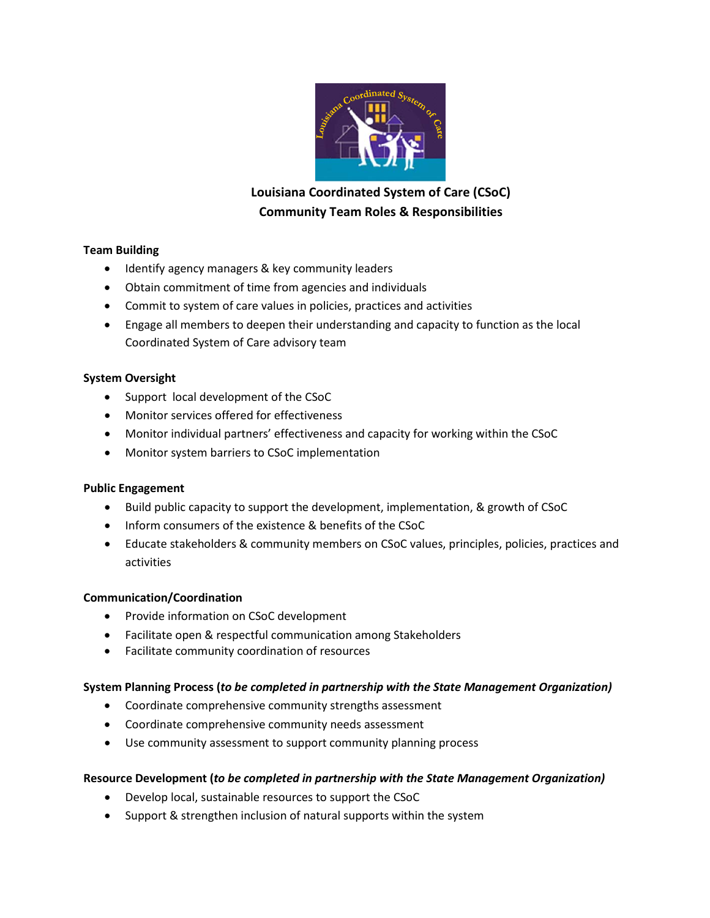# Louisiana Coordinated System of Care (CSoC)
# Community Team Roles & Responsibilities

**Team Building**

- Identify agency managers & key community leaders
- Obtain commitment of time from agencies and individuals
- Commit to system of care values in policies, practices and activities
- Engage all members to deepen their understanding and capacity to function as the local Coordinated System of Care advisory team

**System Oversight**

- Support local development of the CSoC
- Monitor services offered for effectiveness
- Monitor individual partners' effectiveness and capacity for working within the CSoC
- Monitor system barriers to CSoC implementation

**Public Engagement**

- Build public capacity to support the development, implementation, & growth of CSoC
- Inform consumers of the existence & benefits of the CSoC
- Educate stakeholders & community members on CSoC values, principles, policies, practices and activities

**Communication/Coordination**

- Provide information on CSoC development
- Facilitate open & respectful communication among Stakeholders
- Facilitate community coordination of resources

**System Planning Process (*to be completed in partnership with the State Management Organization)***

- Coordinate comprehensive community strengths assessment
- Coordinate comprehensive community needs assessment
- Use community assessment to support community planning process

**Resource Development (*to be completed in partnership with the State Management Organization)***

- Develop local, sustainable resources to support the CSoC
- Support & strengthen inclusion of natural supports within the system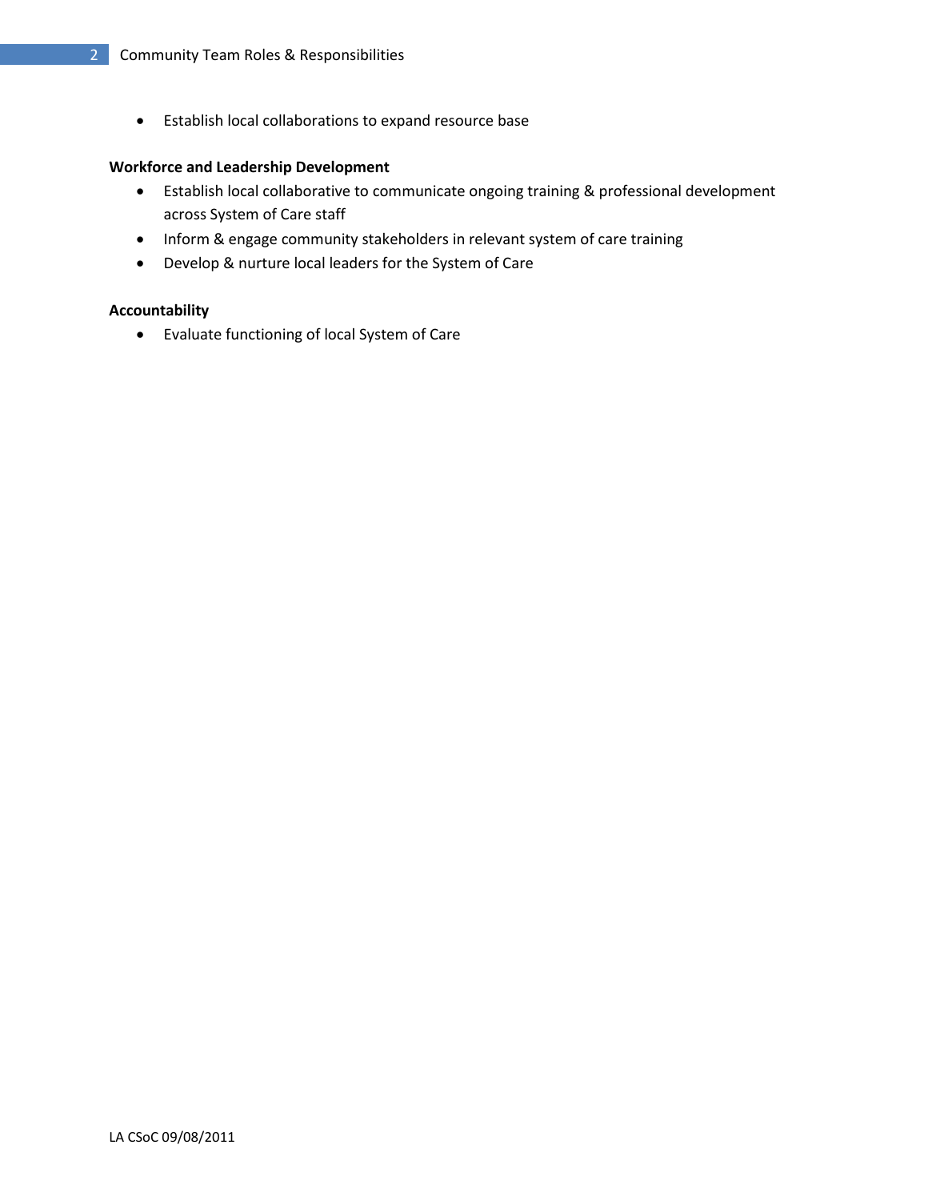- Establish local collaborations to expand resource base

**Workforce and Leadership Development**

- Establish local collaborative to communicate ongoing training & professional development across System of Care staff
- Inform & engage community stakeholders in relevant system of care training
- Develop & nurture local leaders for the System of Care

**Accountability**

- Evaluate functioning of local System of Care